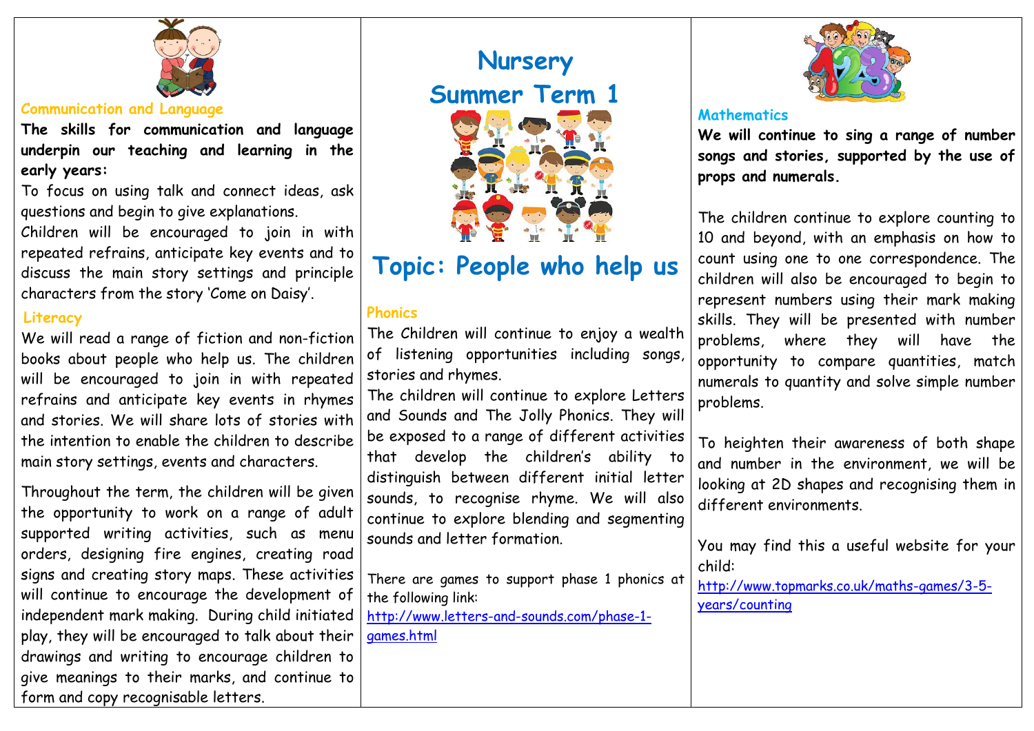# Nursery

# Summer Term 1

# Topic: People who help us

## Communication and Language

**The skills for communication and language underpin our teaching and learning in the early years:**

To focus on using talk and connect ideas, ask questions and begin to give explanations.

Children will be encouraged to join in with repeated refrains, anticipate key events and to discuss the main story settings and principle characters from the story 'Come on Daisy'.

## Literacy

We will read a range of fiction and non-fiction books about people who help us. The children will be encouraged to join in with repeated refrains and anticipate key events in rhymes and stories. We will share lots of stories with the intention to enable the children to describe main story settings, events and characters.

Throughout the term, the children will be given the opportunity to work on a range of adult supported writing activities, such as menu orders, designing fire engines, creating road signs and creating story maps. These activities will continue to encourage the development of independent mark making. During child initiated play, they will be encouraged to talk about their drawings and writing to encourage children to give meanings to their marks, and continue to form and copy recognisable letters.

## Phonics

The Children will continue to enjoy a wealth of listening opportunities including songs, stories and rhymes.

The children will continue to explore Letters and Sounds and The Jolly Phonics. They will be exposed to a range of different activities that develop the children's ability to distinguish between different initial letter sounds, to recognise rhyme. We will also continue to explore blending and segmenting sounds and letter formation.

There are games to support phase 1 phonics at the following link:

http://www.letters-and-sounds.com/phase-1-games.html

## Mathematics

**We will continue to sing a range of number songs and stories, supported by the use of props and numerals.**

The children continue to explore counting to 10 and beyond, with an emphasis on how to count using one to one correspondence. The children will also be encouraged to begin to represent numbers using their mark making skills. They will be presented with number problems, where they will have the opportunity to compare quantities, match numerals to quantity and solve simple number problems.

To heighten their awareness of both shape and number in the environment, we will be looking at 2D shapes and recognising them in different environments.

You may find this a useful website for your child:

http://www.topmarks.co.uk/maths-games/3-5-years/counting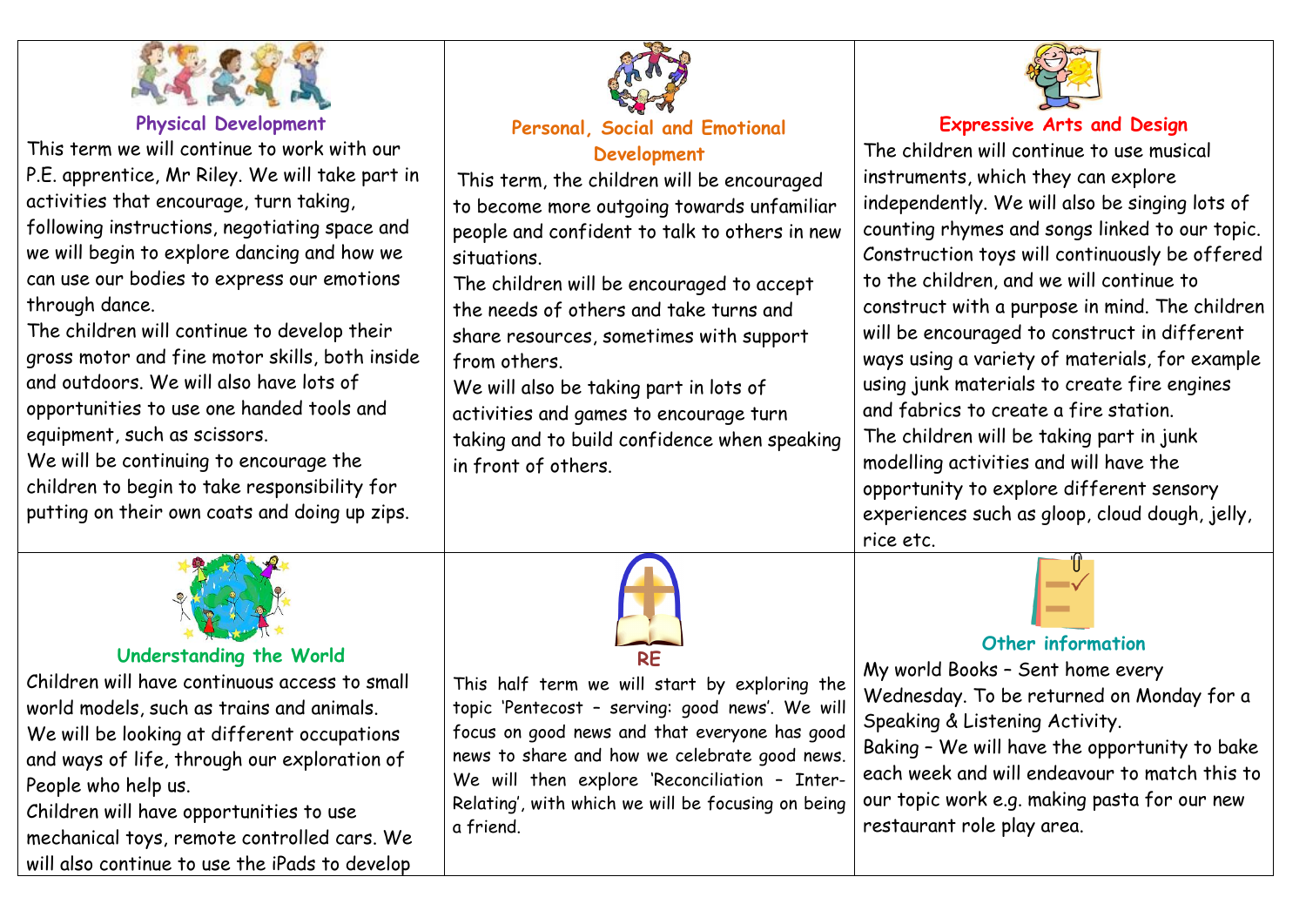## Physical Development

This term we will continue to work with our P.E. apprentice, Mr Riley. We will take part in activities that encourage, turn taking, following instructions, negotiating space and we will begin to explore dancing and how we can use our bodies to express our emotions through dance.

The children will continue to develop their gross motor and fine motor skills, both inside and outdoors. We will also have lots of opportunities to use one handed tools and equipment, such as scissors.

We will be continuing to encourage the children to begin to take responsibility for putting on their own coats and doing up zips.

## Personal, Social and Emotional Development

This term, the children will be encouraged to become more outgoing towards unfamiliar people and confident to talk to others in new situations.

The children will be encouraged to accept the needs of others and take turns and share resources, sometimes with support from others.

We will also be taking part in lots of activities and games to encourage turn taking and to build confidence when speaking in front of others.

## Expressive Arts and Design

The children will continue to use musical instruments, which they can explore independently. We will also be singing lots of counting rhymes and songs linked to our topic. Construction toys will continuously be offered to the children, and we will continue to construct with a purpose in mind. The children will be encouraged to construct in different ways using a variety of materials, for example using junk materials to create fire engines and fabrics to create a fire station.

The children will be taking part in junk modelling activities and will have the opportunity to explore different sensory experiences such as gloop, cloud dough, jelly, rice etc.

## Understanding the World

Children will have continuous access to small world models, such as trains and animals.

We will be looking at different occupations and ways of life, through our exploration of People who help us.

Children will have opportunities to use mechanical toys, remote controlled cars. We will also continue to use the iPads to develop

## RE

This half term we will start by exploring the topic 'Pentecost – serving: good news'. We will focus on good news and that everyone has good news to share and how we celebrate good news. We will then explore 'Reconciliation – Inter-Relating', with which we will be focusing on being a friend.

## Other information

My world Books – Sent home every Wednesday. To be returned on Monday for a Speaking & Listening Activity.

Baking – We will have the opportunity to bake each week and will endeavour to match this to our topic work e.g. making pasta for our new restaurant role play area.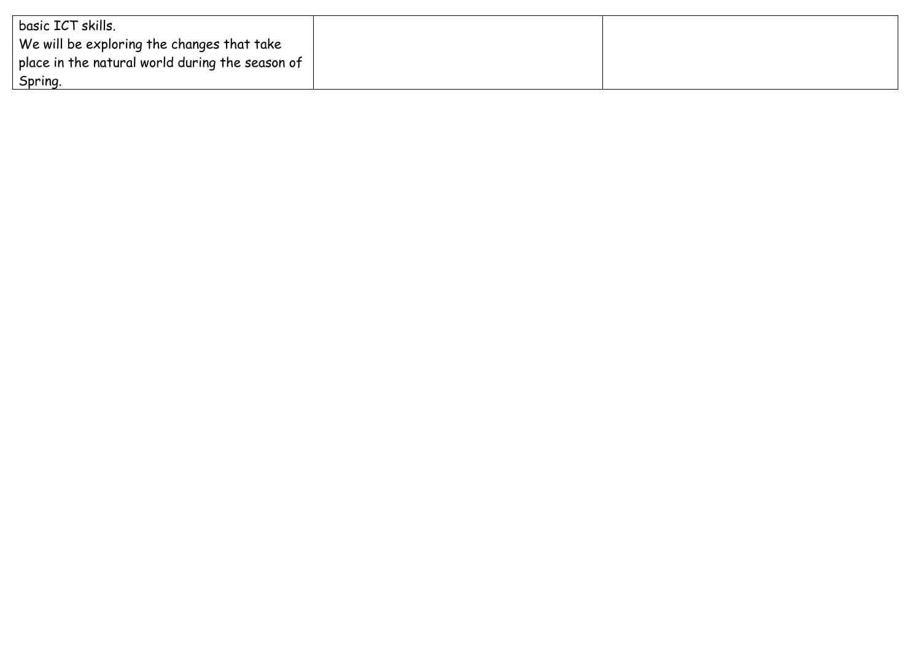| | | |
|---|---|---|
| basic ICT skills.<br>We will be exploring the changes that take place in the natural world during the season of Spring. | | |